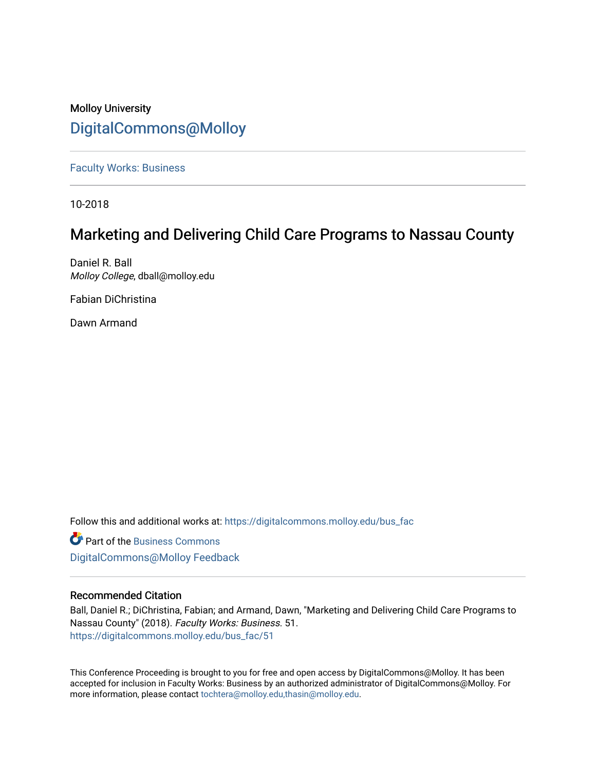Molloy University

# DigitalCommons@Molloy

Faculty Works: Business

10-2018

## Marketing and Delivering Child Care Programs to Nassau County

Daniel R. Ball
*Molloy College*, dball@molloy.edu

Fabian DiChristina

Dawn Armand

Follow this and additional works at: https://digitalcommons.molloy.edu/bus_fac

Part of the Business Commons

DigitalCommons@Molloy Feedback

### Recommended Citation

Ball, Daniel R.; DiChristina, Fabian; and Armand, Dawn, "Marketing and Delivering Child Care Programs to Nassau County" (2018). *Faculty Works: Business.* 51.
https://digitalcommons.molloy.edu/bus_fac/51

This Conference Proceeding is brought to you for free and open access by DigitalCommons@Molloy. It has been accepted for inclusion in Faculty Works: Business by an authorized administrator of DigitalCommons@Molloy. For more information, please contact tochtera@molloy.edu,thasin@molloy.edu.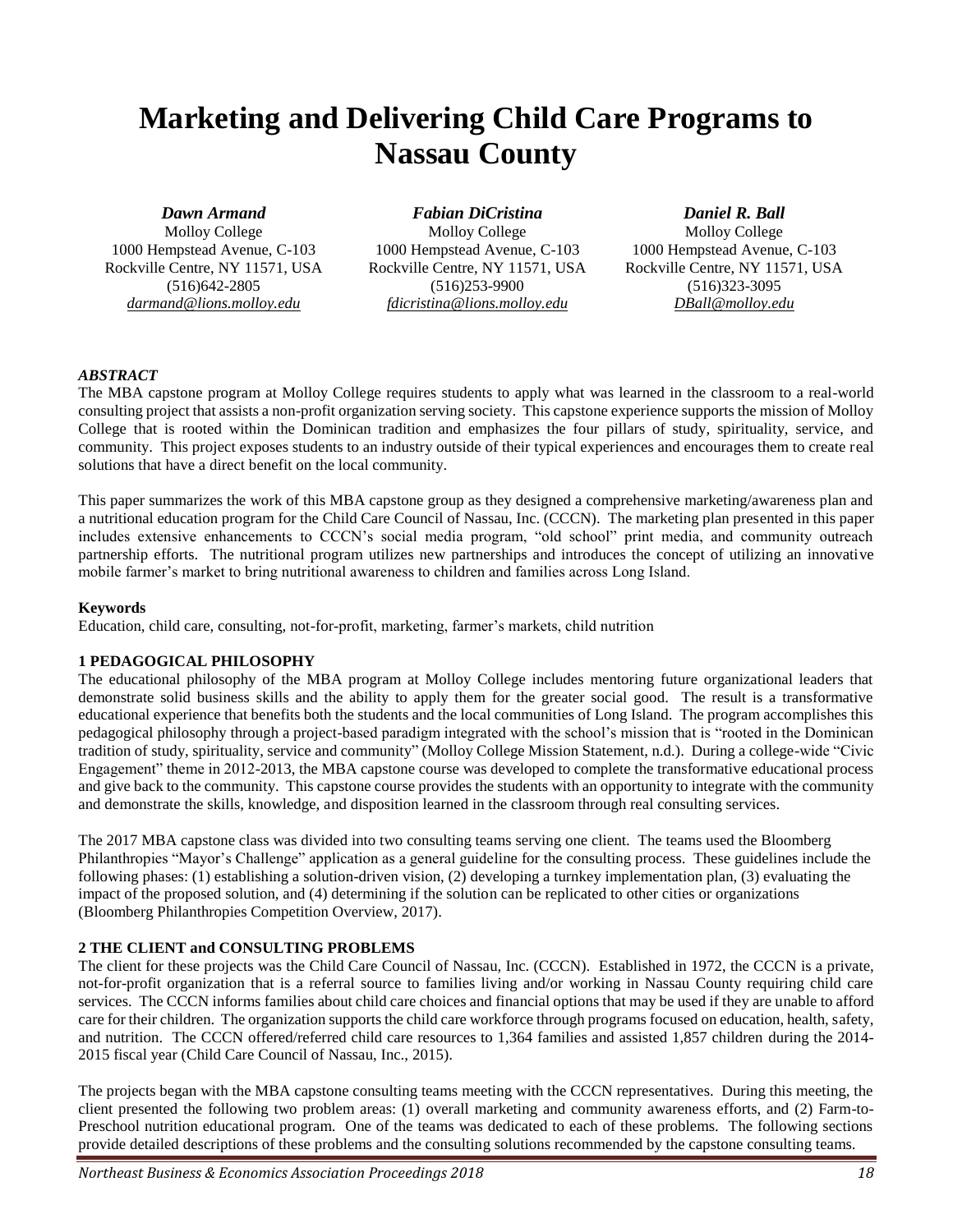# Marketing and Delivering Child Care Programs to Nassau County

***Dawn Armand***
Molloy College
1000 Hempstead Avenue, C-103
Rockville Centre, NY 11571, USA
(516)642-2805
*darmand@lions.molloy.edu*

***Fabian DiCristina***
Molloy College
1000 Hempstead Avenue, C-103
Rockville Centre, NY 11571, USA
(516)253-9900
*fdicristina@lions.molloy.edu*

***Daniel R. Ball***
Molloy College
1000 Hempstead Avenue, C-103
Rockville Centre, NY 11571, USA
(516)323-3095
*DBall@molloy.edu*

***ABSTRACT***

The MBA capstone program at Molloy College requires students to apply what was learned in the classroom to a real-world consulting project that assists a non-profit organization serving society. This capstone experience supports the mission of Molloy College that is rooted within the Dominican tradition and emphasizes the four pillars of study, spirituality, service, and community. This project exposes students to an industry outside of their typical experiences and encourages them to create real solutions that have a direct benefit on the local community.

This paper summarizes the work of this MBA capstone group as they designed a comprehensive marketing/awareness plan and a nutritional education program for the Child Care Council of Nassau, Inc. (CCCN). The marketing plan presented in this paper includes extensive enhancements to CCCN's social media program, "old school" print media, and community outreach partnership efforts. The nutritional program utilizes new partnerships and introduces the concept of utilizing an innovative mobile farmer's market to bring nutritional awareness to children and families across Long Island.

**Keywords**

Education, child care, consulting, not-for-profit, marketing, farmer's markets, child nutrition

## 1 PEDAGOGICAL PHILOSOPHY

The educational philosophy of the MBA program at Molloy College includes mentoring future organizational leaders that demonstrate solid business skills and the ability to apply them for the greater social good. The result is a transformative educational experience that benefits both the students and the local communities of Long Island. The program accomplishes this pedagogical philosophy through a project-based paradigm integrated with the school's mission that is "rooted in the Dominican tradition of study, spirituality, service and community" (Molloy College Mission Statement, n.d.). During a college-wide "Civic Engagement" theme in 2012-2013, the MBA capstone course was developed to complete the transformative educational process and give back to the community. This capstone course provides the students with an opportunity to integrate with the community and demonstrate the skills, knowledge, and disposition learned in the classroom through real consulting services.

The 2017 MBA capstone class was divided into two consulting teams serving one client. The teams used the Bloomberg Philanthropies "Mayor's Challenge" application as a general guideline for the consulting process. These guidelines include the following phases: (1) establishing a solution-driven vision, (2) developing a turnkey implementation plan, (3) evaluating the impact of the proposed solution, and (4) determining if the solution can be replicated to other cities or organizations (Bloomberg Philanthropies Competition Overview, 2017).

## 2 THE CLIENT and CONSULTING PROBLEMS

The client for these projects was the Child Care Council of Nassau, Inc. (CCCN). Established in 1972, the CCCN is a private, not-for-profit organization that is a referral source to families living and/or working in Nassau County requiring child care services. The CCCN informs families about child care choices and financial options that may be used if they are unable to afford care for their children. The organization supports the child care workforce through programs focused on education, health, safety, and nutrition. The CCCN offered/referred child care resources to 1,364 families and assisted 1,857 children during the 2014-2015 fiscal year (Child Care Council of Nassau, Inc., 2015).

The projects began with the MBA capstone consulting teams meeting with the CCCN representatives. During this meeting, the client presented the following two problem areas: (1) overall marketing and community awareness efforts, and (2) Farm-to-Preschool nutrition educational program. One of the teams was dedicated to each of these problems. The following sections provide detailed descriptions of these problems and the consulting solutions recommended by the capstone consulting teams.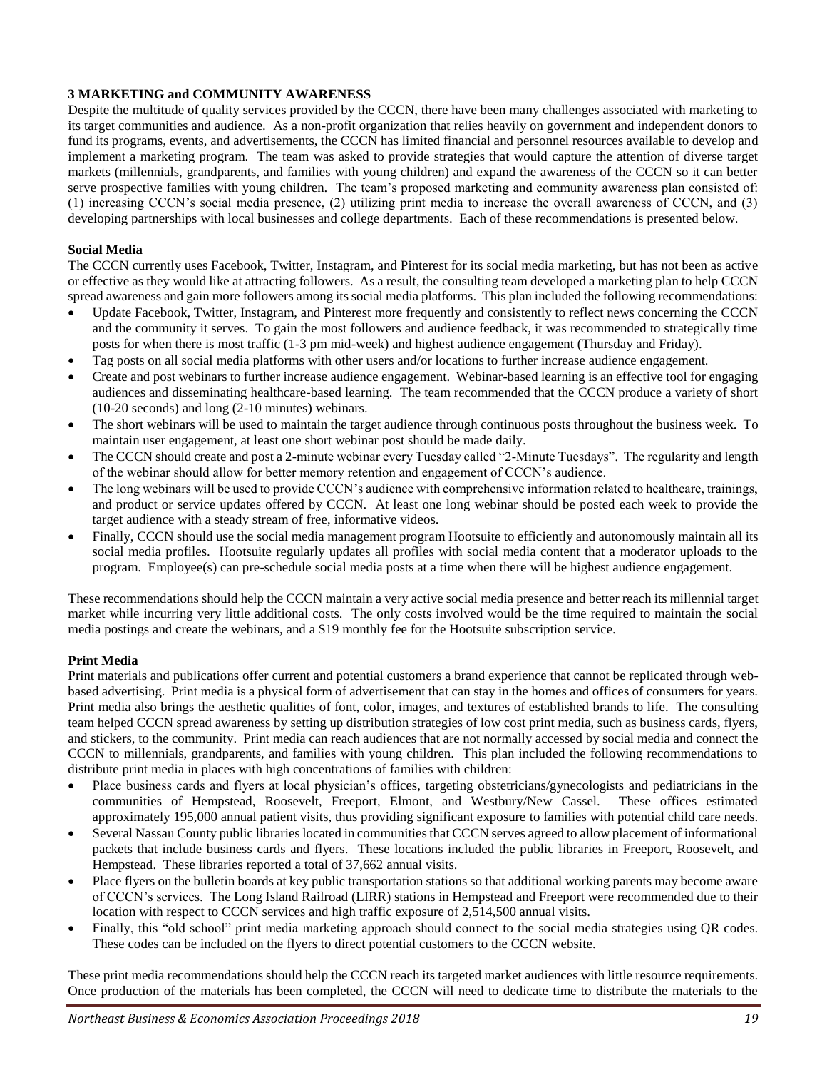## 3 MARKETING and COMMUNITY AWARENESS

Despite the multitude of quality services provided by the CCCN, there have been many challenges associated with marketing to its target communities and audience. As a non-profit organization that relies heavily on government and independent donors to fund its programs, events, and advertisements, the CCCN has limited financial and personnel resources available to develop and implement a marketing program. The team was asked to provide strategies that would capture the attention of diverse target markets (millennials, grandparents, and families with young children) and expand the awareness of the CCCN so it can better serve prospective families with young children. The team's proposed marketing and community awareness plan consisted of: (1) increasing CCCN's social media presence, (2) utilizing print media to increase the overall awareness of CCCN, and (3) developing partnerships with local businesses and college departments. Each of these recommendations is presented below.

### Social Media

The CCCN currently uses Facebook, Twitter, Instagram, and Pinterest for its social media marketing, but has not been as active or effective as they would like at attracting followers. As a result, the consulting team developed a marketing plan to help CCCN spread awareness and gain more followers among its social media platforms. This plan included the following recommendations:

- Update Facebook, Twitter, Instagram, and Pinterest more frequently and consistently to reflect news concerning the CCCN and the community it serves. To gain the most followers and audience feedback, it was recommended to strategically time posts for when there is most traffic (1-3 pm mid-week) and highest audience engagement (Thursday and Friday).
- Tag posts on all social media platforms with other users and/or locations to further increase audience engagement.
- Create and post webinars to further increase audience engagement. Webinar-based learning is an effective tool for engaging audiences and disseminating healthcare-based learning. The team recommended that the CCCN produce a variety of short (10-20 seconds) and long (2-10 minutes) webinars.
- The short webinars will be used to maintain the target audience through continuous posts throughout the business week. To maintain user engagement, at least one short webinar post should be made daily.
- The CCCN should create and post a 2-minute webinar every Tuesday called "2-Minute Tuesdays". The regularity and length of the webinar should allow for better memory retention and engagement of CCCN's audience.
- The long webinars will be used to provide CCCN's audience with comprehensive information related to healthcare, trainings, and product or service updates offered by CCCN. At least one long webinar should be posted each week to provide the target audience with a steady stream of free, informative videos.
- Finally, CCCN should use the social media management program Hootsuite to efficiently and autonomously maintain all its social media profiles. Hootsuite regularly updates all profiles with social media content that a moderator uploads to the program. Employee(s) can pre-schedule social media posts at a time when there will be highest audience engagement.

These recommendations should help the CCCN maintain a very active social media presence and better reach its millennial target market while incurring very little additional costs. The only costs involved would be the time required to maintain the social media postings and create the webinars, and a $19 monthly fee for the Hootsuite subscription service.

### Print Media

Print materials and publications offer current and potential customers a brand experience that cannot be replicated through web-based advertising. Print media is a physical form of advertisement that can stay in the homes and offices of consumers for years. Print media also brings the aesthetic qualities of font, color, images, and textures of established brands to life. The consulting team helped CCCN spread awareness by setting up distribution strategies of low cost print media, such as business cards, flyers, and stickers, to the community. Print media can reach audiences that are not normally accessed by social media and connect the CCCN to millennials, grandparents, and families with young children. This plan included the following recommendations to distribute print media in places with high concentrations of families with children:

- Place business cards and flyers at local physician's offices, targeting obstetricians/gynecologists and pediatricians in the communities of Hempstead, Roosevelt, Freeport, Elmont, and Westbury/New Cassel. These offices estimated approximately 195,000 annual patient visits, thus providing significant exposure to families with potential child care needs.
- Several Nassau County public libraries located in communities that CCCN serves agreed to allow placement of informational packets that include business cards and flyers. These locations included the public libraries in Freeport, Roosevelt, and Hempstead. These libraries reported a total of 37,662 annual visits.
- Place flyers on the bulletin boards at key public transportation stations so that additional working parents may become aware of CCCN's services. The Long Island Railroad (LIRR) stations in Hempstead and Freeport were recommended due to their location with respect to CCCN services and high traffic exposure of 2,514,500 annual visits.
- Finally, this "old school" print media marketing approach should connect to the social media strategies using QR codes. These codes can be included on the flyers to direct potential customers to the CCCN website.

These print media recommendations should help the CCCN reach its targeted market audiences with little resource requirements. Once production of the materials has been completed, the CCCN will need to dedicate time to distribute the materials to the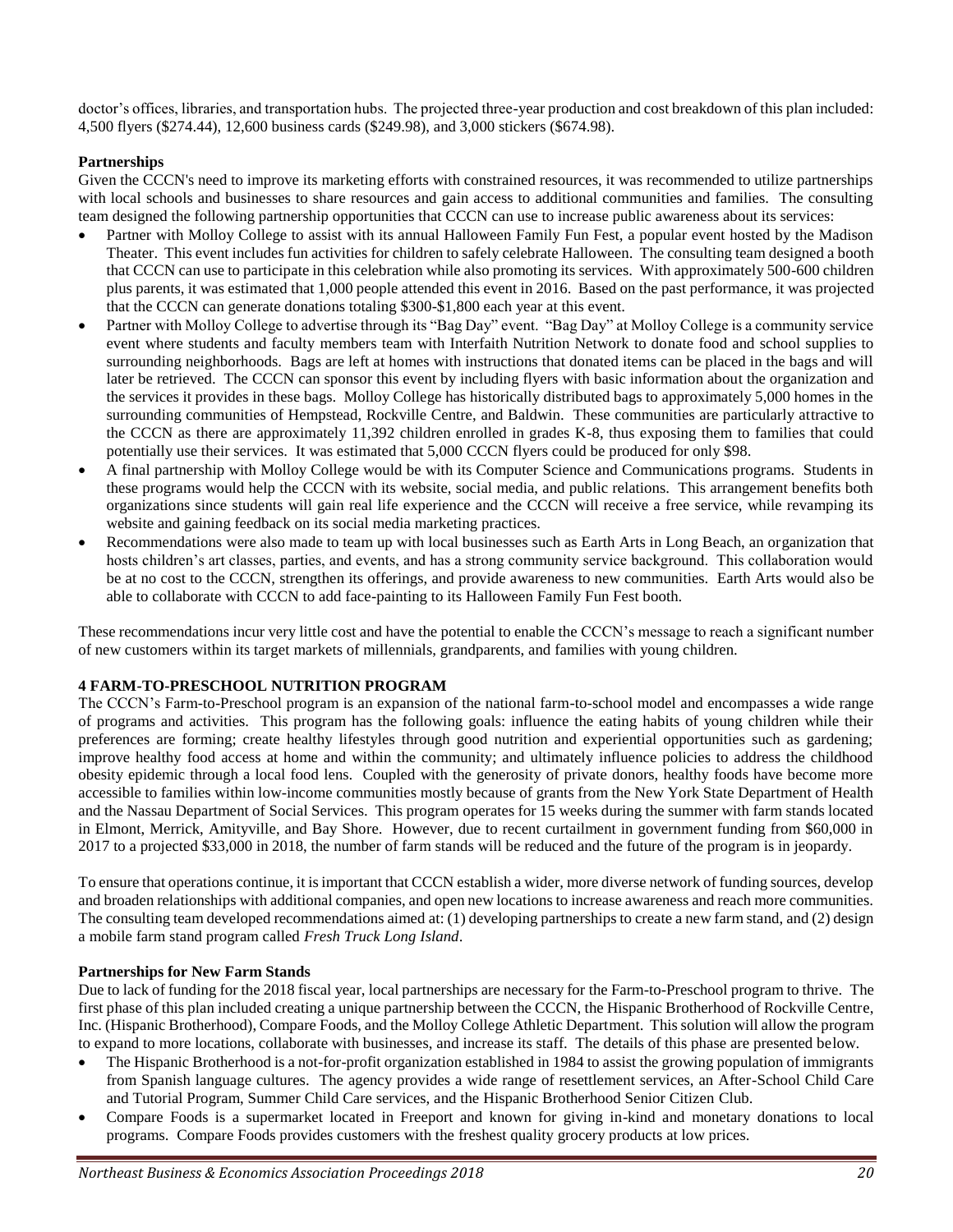doctor's offices, libraries, and transportation hubs. The projected three-year production and cost breakdown of this plan included: 4,500 flyers ($274.44), 12,600 business cards ($249.98), and 3,000 stickers ($674.98).

**Partnerships**

Given the CCCN's need to improve its marketing efforts with constrained resources, it was recommended to utilize partnerships with local schools and businesses to share resources and gain access to additional communities and families. The consulting team designed the following partnership opportunities that CCCN can use to increase public awareness about its services:

- Partner with Molloy College to assist with its annual Halloween Family Fun Fest, a popular event hosted by the Madison Theater. This event includes fun activities for children to safely celebrate Halloween. The consulting team designed a booth that CCCN can use to participate in this celebration while also promoting its services. With approximately 500-600 children plus parents, it was estimated that 1,000 people attended this event in 2016. Based on the past performance, it was projected that the CCCN can generate donations totaling $300-$1,800 each year at this event.
- Partner with Molloy College to advertise through its "Bag Day" event. "Bag Day" at Molloy College is a community service event where students and faculty members team with Interfaith Nutrition Network to donate food and school supplies to surrounding neighborhoods. Bags are left at homes with instructions that donated items can be placed in the bags and will later be retrieved. The CCCN can sponsor this event by including flyers with basic information about the organization and the services it provides in these bags. Molloy College has historically distributed bags to approximately 5,000 homes in the surrounding communities of Hempstead, Rockville Centre, and Baldwin. These communities are particularly attractive to the CCCN as there are approximately 11,392 children enrolled in grades K-8, thus exposing them to families that could potentially use their services. It was estimated that 5,000 CCCN flyers could be produced for only $98.
- A final partnership with Molloy College would be with its Computer Science and Communications programs. Students in these programs would help the CCCN with its website, social media, and public relations. This arrangement benefits both organizations since students will gain real life experience and the CCCN will receive a free service, while revamping its website and gaining feedback on its social media marketing practices.
- Recommendations were also made to team up with local businesses such as Earth Arts in Long Beach, an organization that hosts children's art classes, parties, and events, and has a strong community service background. This collaboration would be at no cost to the CCCN, strengthen its offerings, and provide awareness to new communities. Earth Arts would also be able to collaborate with CCCN to add face-painting to its Halloween Family Fun Fest booth.

These recommendations incur very little cost and have the potential to enable the CCCN's message to reach a significant number of new customers within its target markets of millennials, grandparents, and families with young children.

## 4 FARM-TO-PRESCHOOL NUTRITION PROGRAM

The CCCN's Farm-to-Preschool program is an expansion of the national farm-to-school model and encompasses a wide range of programs and activities. This program has the following goals: influence the eating habits of young children while their preferences are forming; create healthy lifestyles through good nutrition and experiential opportunities such as gardening; improve healthy food access at home and within the community; and ultimately influence policies to address the childhood obesity epidemic through a local food lens. Coupled with the generosity of private donors, healthy foods have become more accessible to families within low-income communities mostly because of grants from the New York State Department of Health and the Nassau Department of Social Services. This program operates for 15 weeks during the summer with farm stands located in Elmont, Merrick, Amityville, and Bay Shore. However, due to recent curtailment in government funding from $60,000 in 2017 to a projected $33,000 in 2018, the number of farm stands will be reduced and the future of the program is in jeopardy.

To ensure that operations continue, it is important that CCCN establish a wider, more diverse network of funding sources, develop and broaden relationships with additional companies, and open new locations to increase awareness and reach more communities. The consulting team developed recommendations aimed at: (1) developing partnerships to create a new farm stand, and (2) design a mobile farm stand program called *Fresh Truck Long Island*.

**Partnerships for New Farm Stands**

Due to lack of funding for the 2018 fiscal year, local partnerships are necessary for the Farm-to-Preschool program to thrive. The first phase of this plan included creating a unique partnership between the CCCN, the Hispanic Brotherhood of Rockville Centre, Inc. (Hispanic Brotherhood), Compare Foods, and the Molloy College Athletic Department. This solution will allow the program to expand to more locations, collaborate with businesses, and increase its staff. The details of this phase are presented below.

- The Hispanic Brotherhood is a not-for-profit organization established in 1984 to assist the growing population of immigrants from Spanish language cultures. The agency provides a wide range of resettlement services, an After-School Child Care and Tutorial Program, Summer Child Care services, and the Hispanic Brotherhood Senior Citizen Club.
- Compare Foods is a supermarket located in Freeport and known for giving in-kind and monetary donations to local programs. Compare Foods provides customers with the freshest quality grocery products at low prices.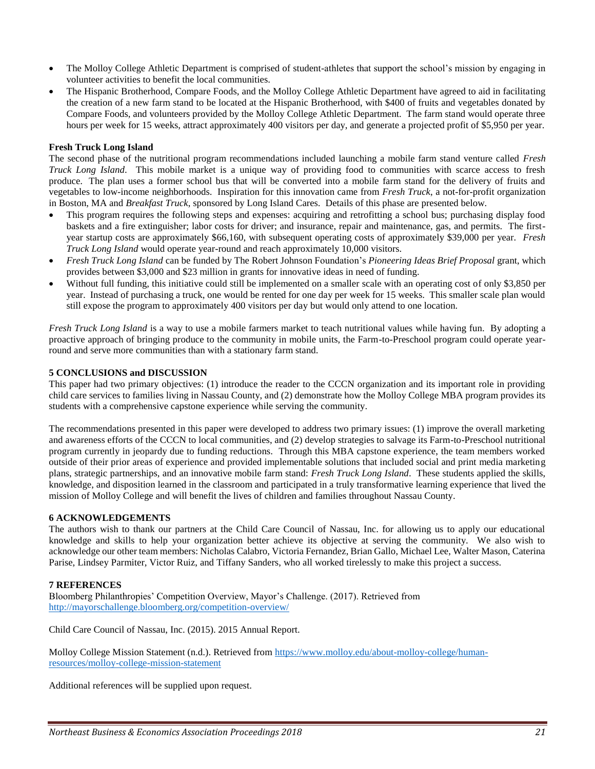- The Molloy College Athletic Department is comprised of student-athletes that support the school's mission by engaging in volunteer activities to benefit the local communities.
- The Hispanic Brotherhood, Compare Foods, and the Molloy College Athletic Department have agreed to aid in facilitating the creation of a new farm stand to be located at the Hispanic Brotherhood, with $400 of fruits and vegetables donated by Compare Foods, and volunteers provided by the Molloy College Athletic Department. The farm stand would operate three hours per week for 15 weeks, attract approximately 400 visitors per day, and generate a projected profit of $5,950 per year.

**Fresh Truck Long Island**

The second phase of the nutritional program recommendations included launching a mobile farm stand venture called *Fresh Truck Long Island*. This mobile market is a unique way of providing food to communities with scarce access to fresh produce. The plan uses a former school bus that will be converted into a mobile farm stand for the delivery of fruits and vegetables to low-income neighborhoods. Inspiration for this innovation came from *Fresh Truck*, a not-for-profit organization in Boston, MA and *Breakfast Truck*, sponsored by Long Island Cares. Details of this phase are presented below.

- This program requires the following steps and expenses: acquiring and retrofitting a school bus; purchasing display food baskets and a fire extinguisher; labor costs for driver; and insurance, repair and maintenance, gas, and permits. The first-year startup costs are approximately $66,160, with subsequent operating costs of approximately $39,000 per year. *Fresh Truck Long Island* would operate year-round and reach approximately 10,000 visitors.
- *Fresh Truck Long Island* can be funded by The Robert Johnson Foundation's *Pioneering Ideas Brief Proposal* grant, which provides between $3,000 and $23 million in grants for innovative ideas in need of funding.
- Without full funding, this initiative could still be implemented on a smaller scale with an operating cost of only $3,850 per year. Instead of purchasing a truck, one would be rented for one day per week for 15 weeks. This smaller scale plan would still expose the program to approximately 400 visitors per day but would only attend to one location.

*Fresh Truck Long Island* is a way to use a mobile farmers market to teach nutritional values while having fun. By adopting a proactive approach of bringing produce to the community in mobile units, the Farm-to-Preschool program could operate year-round and serve more communities than with a stationary farm stand.

## 5 CONCLUSIONS and DISCUSSION

This paper had two primary objectives: (1) introduce the reader to the CCCN organization and its important role in providing child care services to families living in Nassau County, and (2) demonstrate how the Molloy College MBA program provides its students with a comprehensive capstone experience while serving the community.

The recommendations presented in this paper were developed to address two primary issues: (1) improve the overall marketing and awareness efforts of the CCCN to local communities, and (2) develop strategies to salvage its Farm-to-Preschool nutritional program currently in jeopardy due to funding reductions. Through this MBA capstone experience, the team members worked outside of their prior areas of experience and provided implementable solutions that included social and print media marketing plans, strategic partnerships, and an innovative mobile farm stand: *Fresh Truck Long Island*. These students applied the skills, knowledge, and disposition learned in the classroom and participated in a truly transformative learning experience that lived the mission of Molloy College and will benefit the lives of children and families throughout Nassau County.

## 6 ACKNOWLEDGEMENTS

The authors wish to thank our partners at the Child Care Council of Nassau, Inc. for allowing us to apply our educational knowledge and skills to help your organization better achieve its objective at serving the community. We also wish to acknowledge our other team members: Nicholas Calabro, Victoria Fernandez, Brian Gallo, Michael Lee, Walter Mason, Caterina Parise, Lindsey Parmiter, Victor Ruiz, and Tiffany Sanders, who all worked tirelessly to make this project a success.

## 7 REFERENCES

Bloomberg Philanthropies' Competition Overview, Mayor's Challenge. (2017). Retrieved from http://mayorschallenge.bloomberg.org/competition-overview/

Child Care Council of Nassau, Inc. (2015). 2015 Annual Report.

Molloy College Mission Statement (n.d.). Retrieved from https://www.molloy.edu/about-molloy-college/human-resources/molloy-college-mission-statement

Additional references will be supplied upon request.